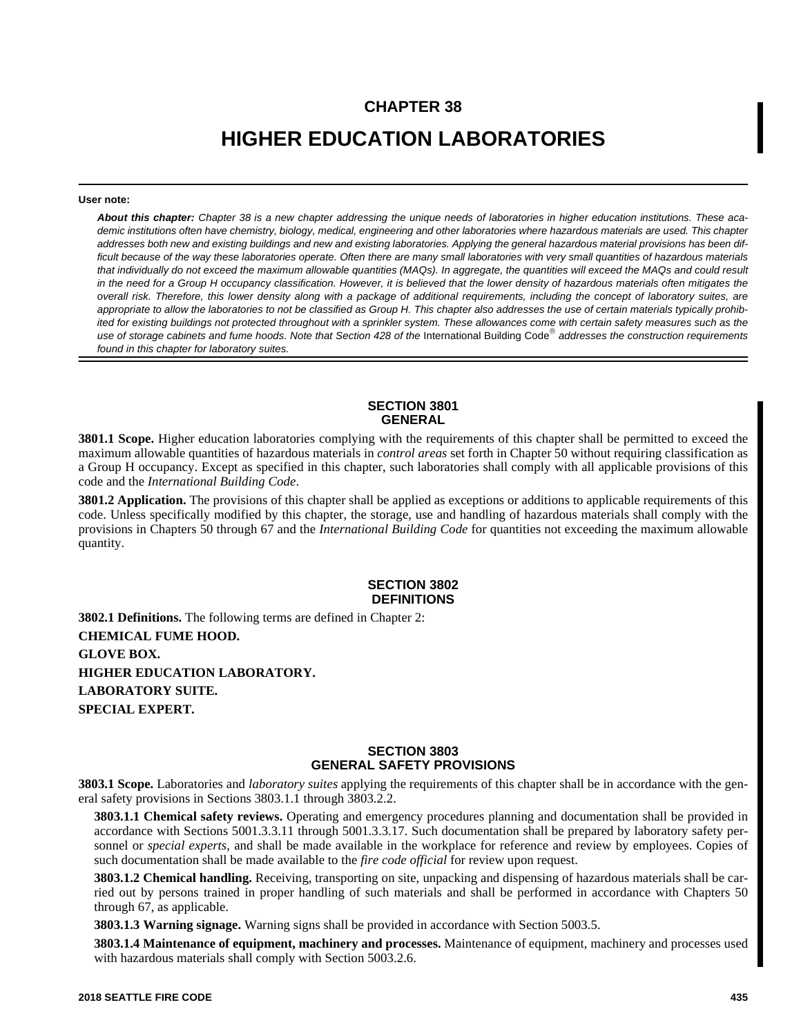# CHAPTER 38

# HIGHER EDUCATION LABORATORIES

**User note:**

***About this chapter:*** *Chapter 38 is a new chapter addressing the unique needs of laboratories in higher education institutions. These academic institutions often have chemistry, biology, medical, engineering and other laboratories where hazardous materials are used. This chapter addresses both new and existing buildings and new and existing laboratories. Applying the general hazardous material provisions has been difficult because of the way these laboratories operate. Often there are many small laboratories with very small quantities of hazardous materials that individually do not exceed the maximum allowable quantities (MAQs). In aggregate, the quantities will exceed the MAQs and could result in the need for a Group H occupancy classification. However, it is believed that the lower density of hazardous materials often mitigates the overall risk. Therefore, this lower density along with a package of additional requirements, including the concept of laboratory suites, are appropriate to allow the laboratories to not be classified as Group H. This chapter also addresses the use of certain materials typically prohibited for existing buildings not protected throughout with a sprinkler system. These allowances come with certain safety measures such as the use of storage cabinets and fume hoods. Note that Section 428 of the* International Building Code® *addresses the construction requirements found in this chapter for laboratory suites.*

## SECTION 3801
## GENERAL

**3801.1 Scope.** Higher education laboratories complying with the requirements of this chapter shall be permitted to exceed the maximum allowable quantities of hazardous materials in *control areas* set forth in Chapter 50 without requiring classification as a Group H occupancy. Except as specified in this chapter, such laboratories shall comply with all applicable provisions of this code and the *International Building Code*.

**3801.2 Application.** The provisions of this chapter shall be applied as exceptions or additions to applicable requirements of this code. Unless specifically modified by this chapter, the storage, use and handling of hazardous materials shall comply with the provisions in Chapters 50 through 67 and the *International Building Code* for quantities not exceeding the maximum allowable quantity.

## SECTION 3802
## DEFINITIONS

**3802.1 Definitions.** The following terms are defined in Chapter 2:

**CHEMICAL FUME HOOD.**

**GLOVE BOX.**

**HIGHER EDUCATION LABORATORY.**

**LABORATORY SUITE.**

**SPECIAL EXPERT.**

## SECTION 3803
## GENERAL SAFETY PROVISIONS

**3803.1 Scope.** Laboratories and *laboratory suites* applying the requirements of this chapter shall be in accordance with the general safety provisions in Sections 3803.1.1 through 3803.2.2.

**3803.1.1 Chemical safety reviews.** Operating and emergency procedures planning and documentation shall be provided in accordance with Sections 5001.3.3.11 through 5001.3.3.17. Such documentation shall be prepared by laboratory safety personnel or *special experts*, and shall be made available in the workplace for reference and review by employees. Copies of such documentation shall be made available to the *fire code official* for review upon request.

**3803.1.2 Chemical handling.** Receiving, transporting on site, unpacking and dispensing of hazardous materials shall be carried out by persons trained in proper handling of such materials and shall be performed in accordance with Chapters 50 through 67, as applicable.

**3803.1.3 Warning signage.** Warning signs shall be provided in accordance with Section 5003.5.

**3803.1.4 Maintenance of equipment, machinery and processes.** Maintenance of equipment, machinery and processes used with hazardous materials shall comply with Section 5003.2.6.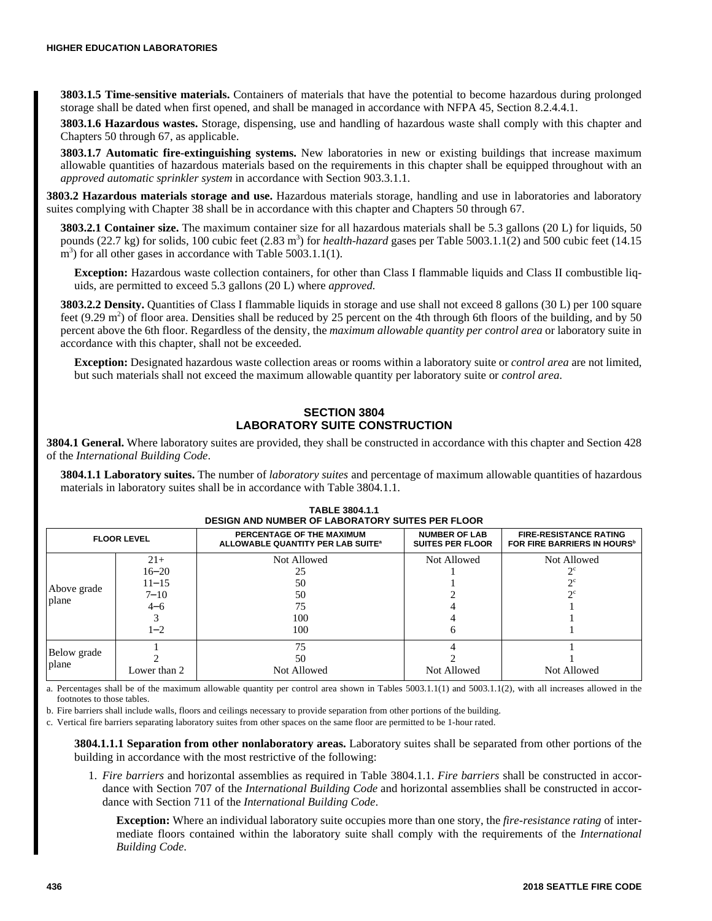**3803.1.5 Time-sensitive materials.** Containers of materials that have the potential to become hazardous during prolonged storage shall be dated when first opened, and shall be managed in accordance with NFPA 45, Section 8.2.4.4.1.

**3803.1.6 Hazardous wastes.** Storage, dispensing, use and handling of hazardous waste shall comply with this chapter and Chapters 50 through 67, as applicable.

**3803.1.7 Automatic fire-extinguishing systems.** New laboratories in new or existing buildings that increase maximum allowable quantities of hazardous materials based on the requirements in this chapter shall be equipped throughout with an *approved automatic sprinkler system* in accordance with Section 903.3.1.1.

**3803.2 Hazardous materials storage and use.** Hazardous materials storage, handling and use in laboratories and laboratory suites complying with Chapter 38 shall be in accordance with this chapter and Chapters 50 through 67.

**3803.2.1 Container size.** The maximum container size for all hazardous materials shall be 5.3 gallons (20 L) for liquids, 50 pounds (22.7 kg) for solids, 100 cubic feet (2.83 $m^3$) for *health-hazard* gases per Table 5003.1.1(2) and 500 cubic feet (14.15 $m^3$) for all other gases in accordance with Table 5003.1.1(1).

**Exception:** Hazardous waste collection containers, for other than Class I flammable liquids and Class II combustible liquids, are permitted to exceed 5.3 gallons (20 L) where *approved.*

**3803.2.2 Density.** Quantities of Class I flammable liquids in storage and use shall not exceed 8 gallons (30 L) per 100 square feet (9.29 $m^2$) of floor area. Densities shall be reduced by 25 percent on the 4th through 6th floors of the building, and by 50 percent above the 6th floor. Regardless of the density, the *maximum allowable quantity per control area* or laboratory suite in accordance with this chapter, shall not be exceeded.

**Exception:** Designated hazardous waste collection areas or rooms within a laboratory suite or *control area* are not limited, but such materials shall not exceed the maximum allowable quantity per laboratory suite or *control area*.

## SECTION 3804 LABORATORY SUITE CONSTRUCTION

**3804.1 General.** Where laboratory suites are provided, they shall be constructed in accordance with this chapter and Section 428 of the *International Building Code*.

**3804.1.1 Laboratory suites.** The number of *laboratory suites* and percentage of maximum allowable quantities of hazardous materials in laboratory suites shall be in accordance with Table 3804.1.1.

**TABLE 3804.1.1 DESIGN AND NUMBER OF LABORATORY SUITES PER FLOOR**

| FLOOR LEVEL | | PERCENTAGE OF THE MAXIMUM ALLOWABLE QUANTITY PER LAB SUITE[a] | NUMBER OF LAB SUITES PER FLOOR | FIRE-RESISTANCE RATING FOR FIRE BARRIERS IN HOURS[b] |
|---|---|---|---|---|
| Above grade plane | 21+ | Not Allowed | Not Allowed | Not Allowed |
| | 16–20 | 25 | 1 | 2[c] |
| | 11–15 | 50 | 1 | 2[c] |
| | 7–10 | 50 | 2 | 2[c] |
| | 4–6 | 75 | 4 | 1 |
| | 3 | 100 | 4 | 1 |
| | 1–2 | 100 | 6 | 1 |
| Below grade plane | 1 | 75 | 4 | 1 |
| | 2 | 50 | 2 | 1 |
| | Lower than 2 | Not Allowed | Not Allowed | Not Allowed |

a. Percentages shall be of the maximum allowable quantity per control area shown in Tables 5003.1.1(1) and 5003.1.1(2), with all increases allowed in the footnotes to those tables.

b. Fire barriers shall include walls, floors and ceilings necessary to provide separation from other portions of the building.

c. Vertical fire barriers separating laboratory suites from other spaces on the same floor are permitted to be 1-hour rated.

**3804.1.1.1 Separation from other nonlaboratory areas.** Laboratory suites shall be separated from other portions of the building in accordance with the most restrictive of the following:

1. *Fire barriers* and horizontal assemblies as required in Table 3804.1.1. *Fire barriers* shall be constructed in accordance with Section 707 of the *International Building Code* and horizontal assemblies shall be constructed in accordance with Section 711 of the *International Building Code*.

   **Exception:** Where an individual laboratory suite occupies more than one story, the *fire-resistance rating* of intermediate floors contained within the laboratory suite shall comply with the requirements of the *International Building Code*.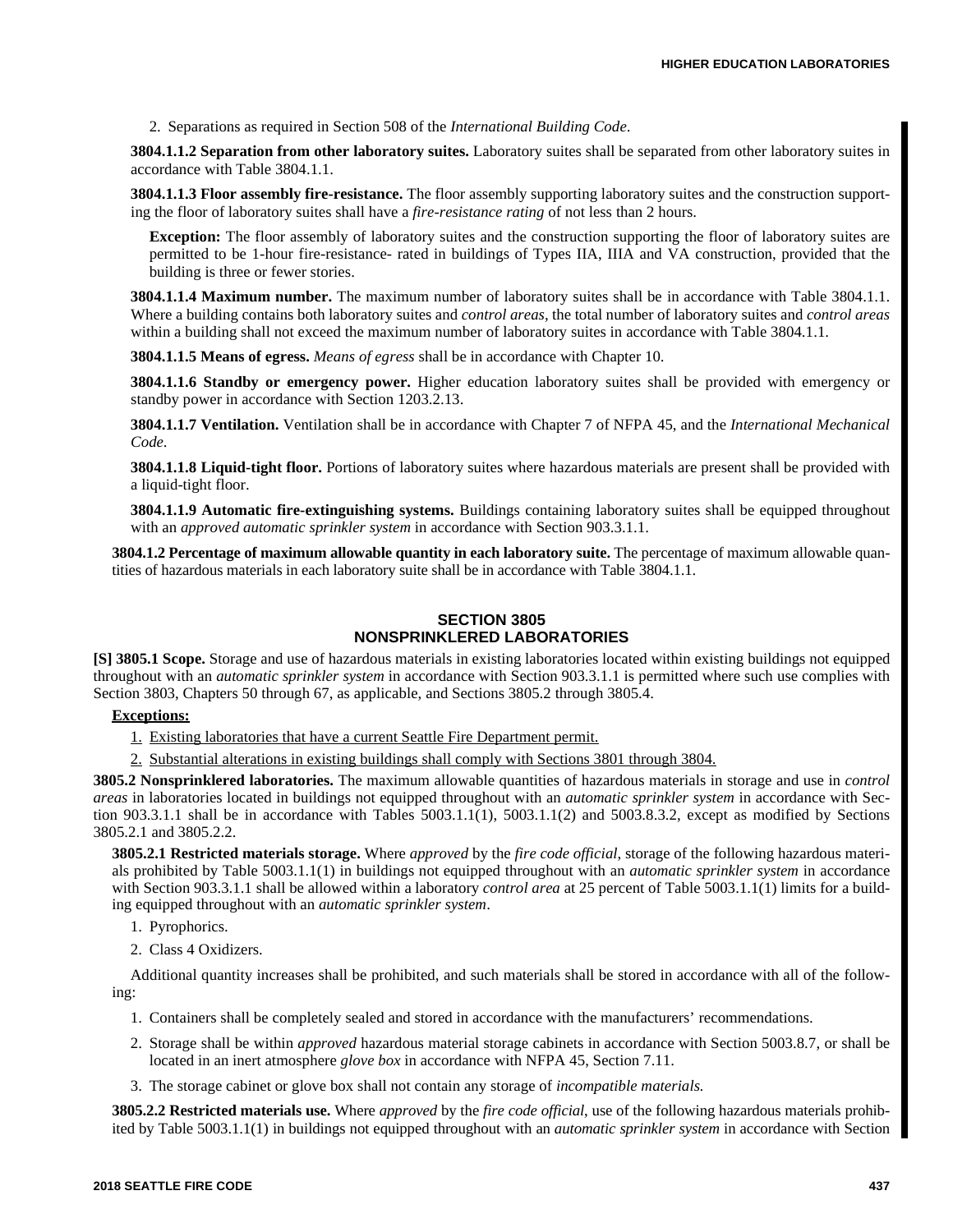2. Separations as required in Section 508 of the *International Building Code*.

**3804.1.1.2 Separation from other laboratory suites.** Laboratory suites shall be separated from other laboratory suites in accordance with Table 3804.1.1.

**3804.1.1.3 Floor assembly fire-resistance.** The floor assembly supporting laboratory suites and the construction supporting the floor of laboratory suites shall have a *fire-resistance rating* of not less than 2 hours.

**Exception:** The floor assembly of laboratory suites and the construction supporting the floor of laboratory suites are permitted to be 1-hour fire-resistance- rated in buildings of Types IIA, IIIA and VA construction, provided that the building is three or fewer stories.

**3804.1.1.4 Maximum number.** The maximum number of laboratory suites shall be in accordance with Table 3804.1.1. Where a building contains both laboratory suites and *control areas*, the total number of laboratory suites and *control areas* within a building shall not exceed the maximum number of laboratory suites in accordance with Table 3804.1.1.

**3804.1.1.5 Means of egress.** *Means of egress* shall be in accordance with Chapter 10.

**3804.1.1.6 Standby or emergency power.** Higher education laboratory suites shall be provided with emergency or standby power in accordance with Section 1203.2.13.

**3804.1.1.7 Ventilation.** Ventilation shall be in accordance with Chapter 7 of NFPA 45, and the *International Mechanical Code*.

**3804.1.1.8 Liquid-tight floor.** Portions of laboratory suites where hazardous materials are present shall be provided with a liquid-tight floor.

**3804.1.1.9 Automatic fire-extinguishing systems.** Buildings containing laboratory suites shall be equipped throughout with an *approved automatic sprinkler system* in accordance with Section 903.3.1.1.

**3804.1.2 Percentage of maximum allowable quantity in each laboratory suite.** The percentage of maximum allowable quantities of hazardous materials in each laboratory suite shall be in accordance with Table 3804.1.1.

## SECTION 3805 NONSPRINKLERED LABORATORIES

**[S] 3805.1 Scope.** Storage and use of hazardous materials in existing laboratories located within existing buildings not equipped throughout with an *automatic sprinkler system* in accordance with Section 903.3.1.1 is permitted where such use complies with Section 3803, Chapters 50 through 67, as applicable, and Sections 3805.2 through 3805.4.

**Exceptions:**

1. Existing laboratories that have a current Seattle Fire Department permit.
2. Substantial alterations in existing buildings shall comply with Sections 3801 through 3804.

**3805.2 Nonsprinklered laboratories.** The maximum allowable quantities of hazardous materials in storage and use in *control areas* in laboratories located in buildings not equipped throughout with an *automatic sprinkler system* in accordance with Section 903.3.1.1 shall be in accordance with Tables 5003.1.1(1), 5003.1.1(2) and 5003.8.3.2, except as modified by Sections 3805.2.1 and 3805.2.2.

**3805.2.1 Restricted materials storage.** Where *approved* by the *fire code official*, storage of the following hazardous materials prohibited by Table 5003.1.1(1) in buildings not equipped throughout with an *automatic sprinkler system* in accordance with Section 903.3.1.1 shall be allowed within a laboratory *control area* at 25 percent of Table 5003.1.1(1) limits for a building equipped throughout with an *automatic sprinkler system*.

1. Pyrophorics.
2. Class 4 Oxidizers.

Additional quantity increases shall be prohibited, and such materials shall be stored in accordance with all of the following:

1. Containers shall be completely sealed and stored in accordance with the manufacturers' recommendations.
2. Storage shall be within *approved* hazardous material storage cabinets in accordance with Section 5003.8.7, or shall be located in an inert atmosphere *glove box* in accordance with NFPA 45, Section 7.11.
3. The storage cabinet or glove box shall not contain any storage of *incompatible materials.*

**3805.2.2 Restricted materials use.** Where *approved* by the *fire code official*, use of the following hazardous materials prohibited by Table 5003.1.1(1) in buildings not equipped throughout with an *automatic sprinkler system* in accordance with Section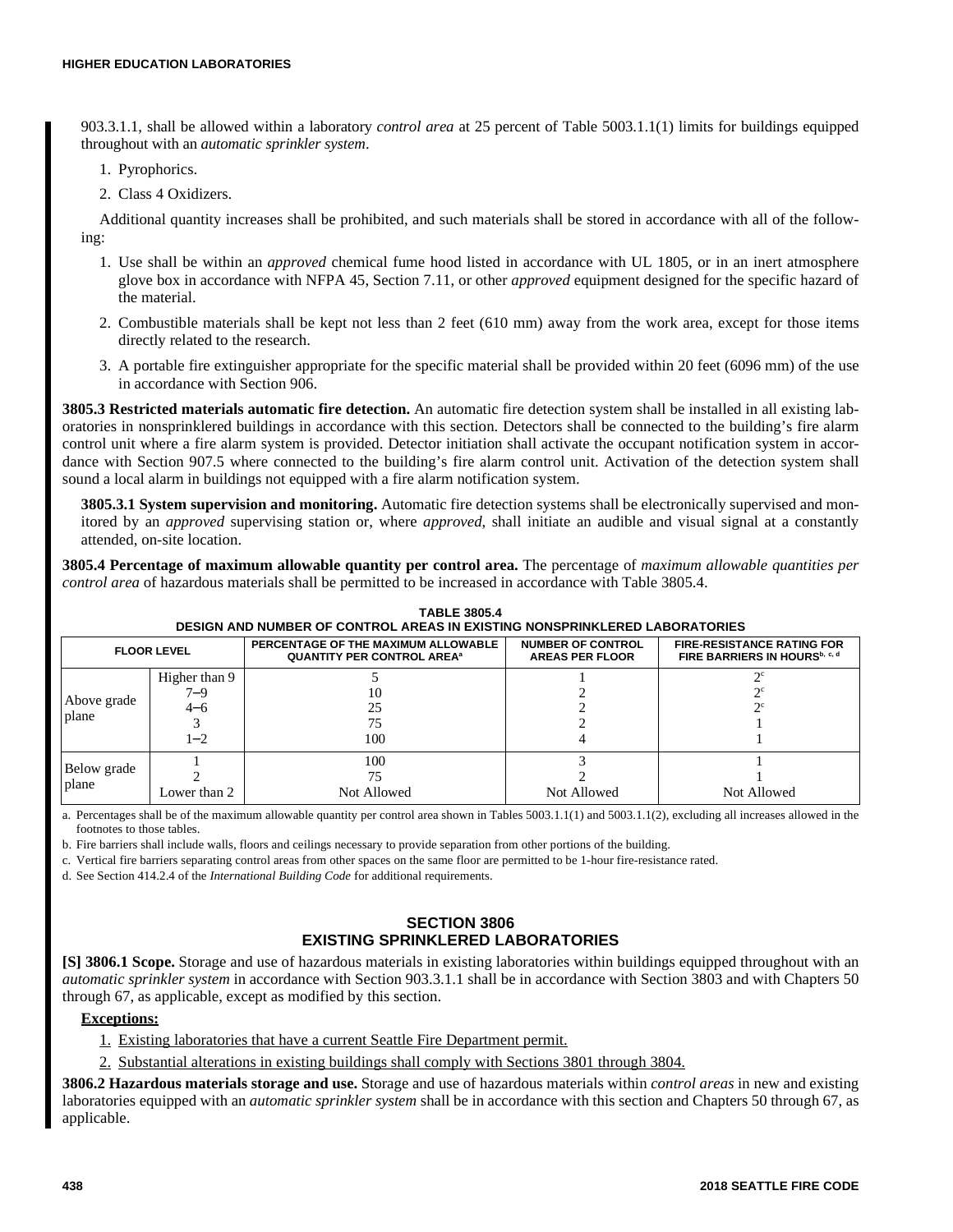903.3.1.1, shall be allowed within a laboratory *control area* at 25 percent of Table 5003.1.1(1) limits for buildings equipped throughout with an *automatic sprinkler system*.

1. Pyrophorics.
2. Class 4 Oxidizers.

Additional quantity increases shall be prohibited, and such materials shall be stored in accordance with all of the following:

1. Use shall be within an *approved* chemical fume hood listed in accordance with UL 1805, or in an inert atmosphere glove box in accordance with NFPA 45, Section 7.11, or other *approved* equipment designed for the specific hazard of the material.
2. Combustible materials shall be kept not less than 2 feet (610 mm) away from the work area, except for those items directly related to the research.
3. A portable fire extinguisher appropriate for the specific material shall be provided within 20 feet (6096 mm) of the use in accordance with Section 906.

**3805.3 Restricted materials automatic fire detection.** An automatic fire detection system shall be installed in all existing laboratories in nonsprinklered buildings in accordance with this section. Detectors shall be connected to the building's fire alarm control unit where a fire alarm system is provided. Detector initiation shall activate the occupant notification system in accordance with Section 907.5 where connected to the building's fire alarm control unit. Activation of the detection system shall sound a local alarm in buildings not equipped with a fire alarm notification system.

**3805.3.1 System supervision and monitoring.** Automatic fire detection systems shall be electronically supervised and monitored by an *approved* supervising station or, where *approved*, shall initiate an audible and visual signal at a constantly attended, on-site location.

**3805.4 Percentage of maximum allowable quantity per control area.** The percentage of *maximum allowable quantities per control area* of hazardous materials shall be permitted to be increased in accordance with Table 3805.4.

**TABLE 3805.4**
**DESIGN AND NUMBER OF CONTROL AREAS IN EXISTING NONSPRINKLERED LABORATORIES**

| FLOOR LEVEL | | PERCENTAGE OF THE MAXIMUM ALLOWABLE QUANTITY PER CONTROL AREA[a] | NUMBER OF CONTROL AREAS PER FLOOR | FIRE-RESISTANCE RATING FOR FIRE BARRIERS IN HOURS[b, c, d] |
|---|---|---|---|---|
| Above grade plane | Higher than 9 | 5 | 1 | 2[c] |
| | 7–9 | 10 | 2 | 2[c] |
| | 4–6 | 25 | 2 | 2[c] |
| | 3 | 75 | 2 | 1 |
| | 1–2 | 100 | 4 | 1 |
| Below grade plane | 1 | 100 | 3 | 1 |
| | 2 | 75 | 2 | 1 |
| | Lower than 2 | Not Allowed | Not Allowed | Not Allowed |

a. Percentages shall be of the maximum allowable quantity per control area shown in Tables 5003.1.1(1) and 5003.1.1(2), excluding all increases allowed in the footnotes to those tables.

b. Fire barriers shall include walls, floors and ceilings necessary to provide separation from other portions of the building.

c. Vertical fire barriers separating control areas from other spaces on the same floor are permitted to be 1-hour fire-resistance rated.

d. See Section 414.2.4 of the *International Building Code* for additional requirements.

## SECTION 3806
## EXISTING SPRINKLERED LABORATORIES

**[S] 3806.1 Scope.** Storage and use of hazardous materials in existing laboratories within buildings equipped throughout with an *automatic sprinkler system* in accordance with Section 903.3.1.1 shall be in accordance with Section 3803 and with Chapters 50 through 67, as applicable, except as modified by this section.

**Exceptions:**

1. Existing laboratories that have a current Seattle Fire Department permit.
2. Substantial alterations in existing buildings shall comply with Sections 3801 through 3804.

**3806.2 Hazardous materials storage and use.** Storage and use of hazardous materials within *control areas* in new and existing laboratories equipped with an *automatic sprinkler system* shall be in accordance with this section and Chapters 50 through 67, as applicable.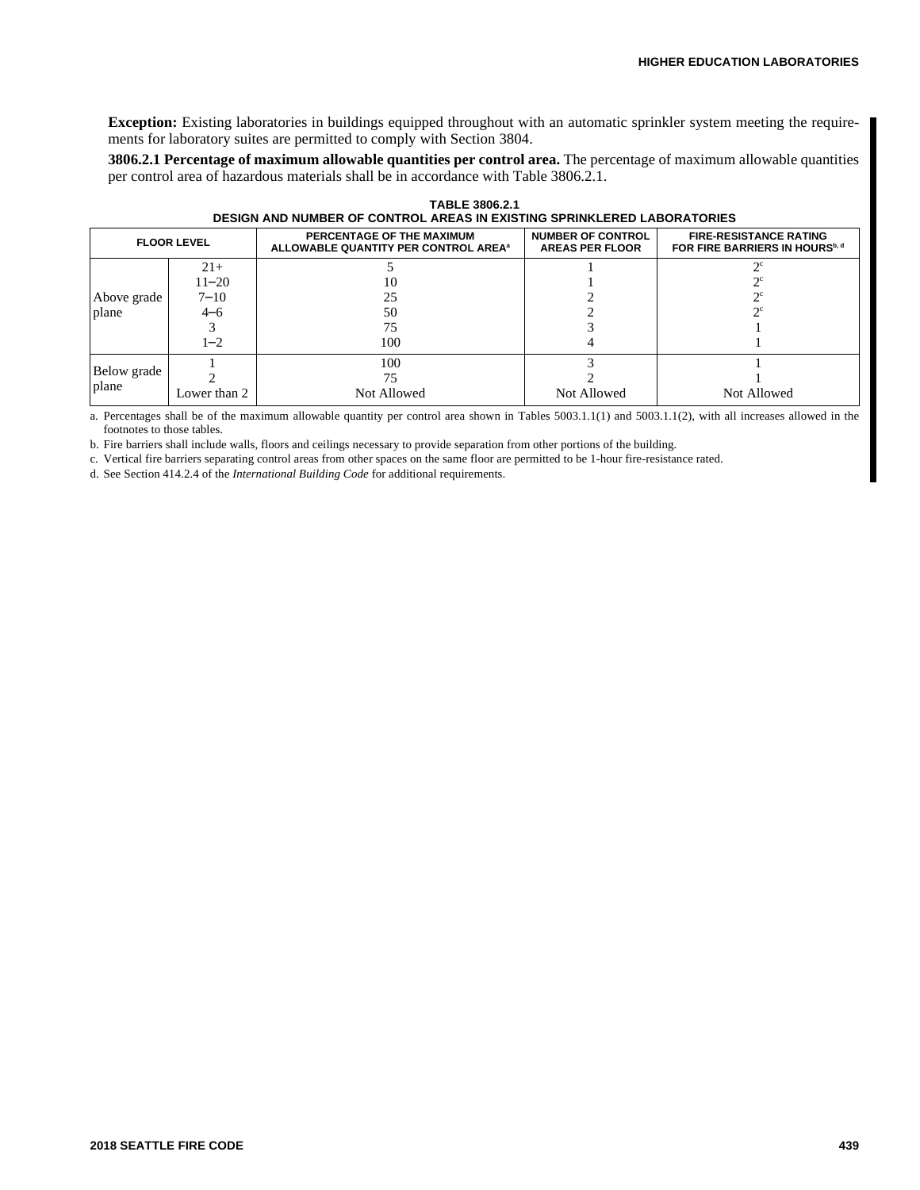**Exception:** Existing laboratories in buildings equipped throughout with an automatic sprinkler system meeting the requirements for laboratory suites are permitted to comply with Section 3804.

**3806.2.1 Percentage of maximum allowable quantities per control area.** The percentage of maximum allowable quantities per control area of hazardous materials shall be in accordance with Table 3806.2.1.

**TABLE 3806.2.1**
**DESIGN AND NUMBER OF CONTROL AREAS IN EXISTING SPRINKLERED LABORATORIES**

| FLOOR LEVEL | | PERCENTAGE OF THE MAXIMUM ALLOWABLE QUANTITY PER CONTROL AREA[a] | NUMBER OF CONTROL AREAS PER FLOOR | FIRE-RESISTANCE RATING FOR FIRE BARRIERS IN HOURS[b, d] |
|---|---|---|---|---|
| Above grade plane | 21+ | 5 | 1 | 2[c] |
| | 11–20 | 10 | 1 | 2[c] |
| | 7–10 | 25 | 2 | 2[c] |
| | 4–6 | 50 | 2 | 2[c] |
| | 3 | 75 | 3 | 1 |
| | 1–2 | 100 | 4 | 1 |
| Below grade plane | 1 | 100 | 3 | 1 |
| | 2 | 75 | 2 | 1 |
| | Lower than 2 | Not Allowed | Not Allowed | Not Allowed |

a. Percentages shall be of the maximum allowable quantity per control area shown in Tables 5003.1.1(1) and 5003.1.1(2), with all increases allowed in the footnotes to those tables.

b. Fire barriers shall include walls, floors and ceilings necessary to provide separation from other portions of the building.

c. Vertical fire barriers separating control areas from other spaces on the same floor are permitted to be 1-hour fire-resistance rated.

d. See Section 414.2.4 of the *International Building Code* for additional requirements.